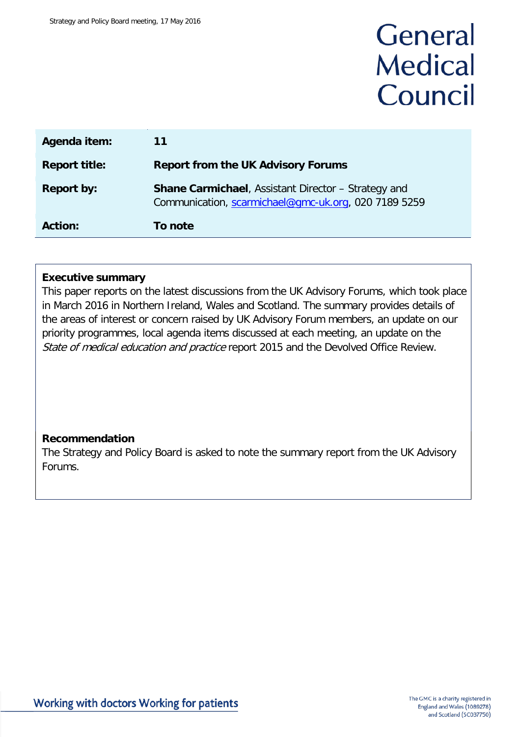# General Medical Council

| Agenda item: | 11 |
| --- | --- |
| Report title: | **Report from the UK Advisory Forums** |
| Report by: | **Shane Carmichael**, Assistant Director – Strategy and Communication, scarmichael@gmc-uk.org, 020 7189 5259 |
| Action: | **To note** |

**Executive summary**

This paper reports on the latest discussions from the UK Advisory Forums, which took place in March 2016 in Northern Ireland, Wales and Scotland. The summary provides details of the areas of interest or concern raised by UK Advisory Forum members, an update on our priority programmes, local agenda items discussed at each meeting, an update on the *State of medical education and practice* report 2015 and the Devolved Office Review.

**Recommendation**

The Strategy and Policy Board is asked to note the summary report from the UK Advisory Forums.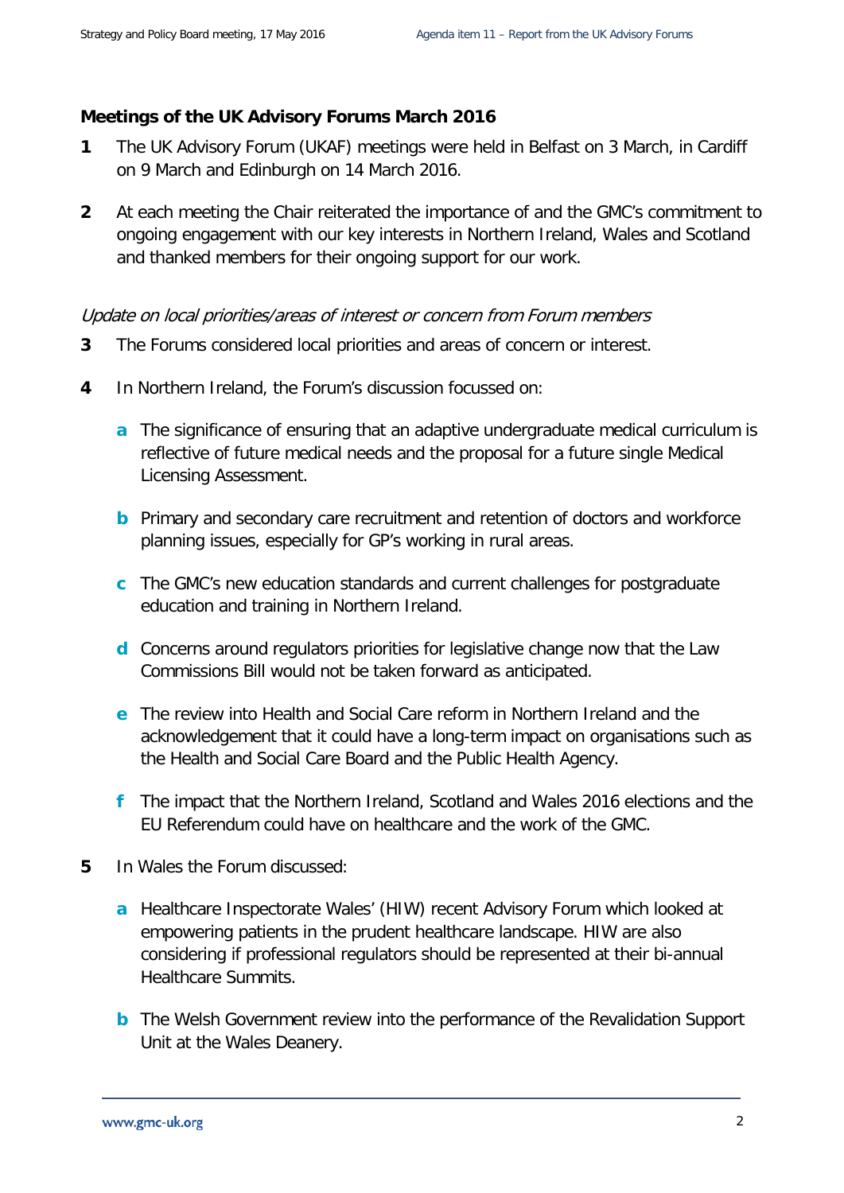**Meetings of the UK Advisory Forums March 2016**

1. The UK Advisory Forum (UKAF) meetings were held in Belfast on 3 March, in Cardiff on 9 March and Edinburgh on 14 March 2016.

2. At each meeting the Chair reiterated the importance of and the GMC's commitment to ongoing engagement with our key interests in Northern Ireland, Wales and Scotland and thanked members for their ongoing support for our work.

*Update on local priorities/areas of interest or concern from Forum members*

3. The Forums considered local priorities and areas of concern or interest.

4. In Northern Ireland, the Forum's discussion focussed on:

   a. The significance of ensuring that an adaptive undergraduate medical curriculum is reflective of future medical needs and the proposal for a future single Medical Licensing Assessment.

   b. Primary and secondary care recruitment and retention of doctors and workforce planning issues, especially for GP's working in rural areas.

   c. The GMC's new education standards and current challenges for postgraduate education and training in Northern Ireland.

   d. Concerns around regulators priorities for legislative change now that the Law Commissions Bill would not be taken forward as anticipated.

   e. The review into Health and Social Care reform in Northern Ireland and the acknowledgement that it could have a long-term impact on organisations such as the Health and Social Care Board and the Public Health Agency.

   f. The impact that the Northern Ireland, Scotland and Wales 2016 elections and the EU Referendum could have on healthcare and the work of the GMC.

5. In Wales the Forum discussed:

   a. Healthcare Inspectorate Wales' (HIW) recent Advisory Forum which looked at empowering patients in the prudent healthcare landscape. HIW are also considering if professional regulators should be represented at their bi-annual Healthcare Summits.

   b. The Welsh Government review into the performance of the Revalidation Support Unit at the Wales Deanery.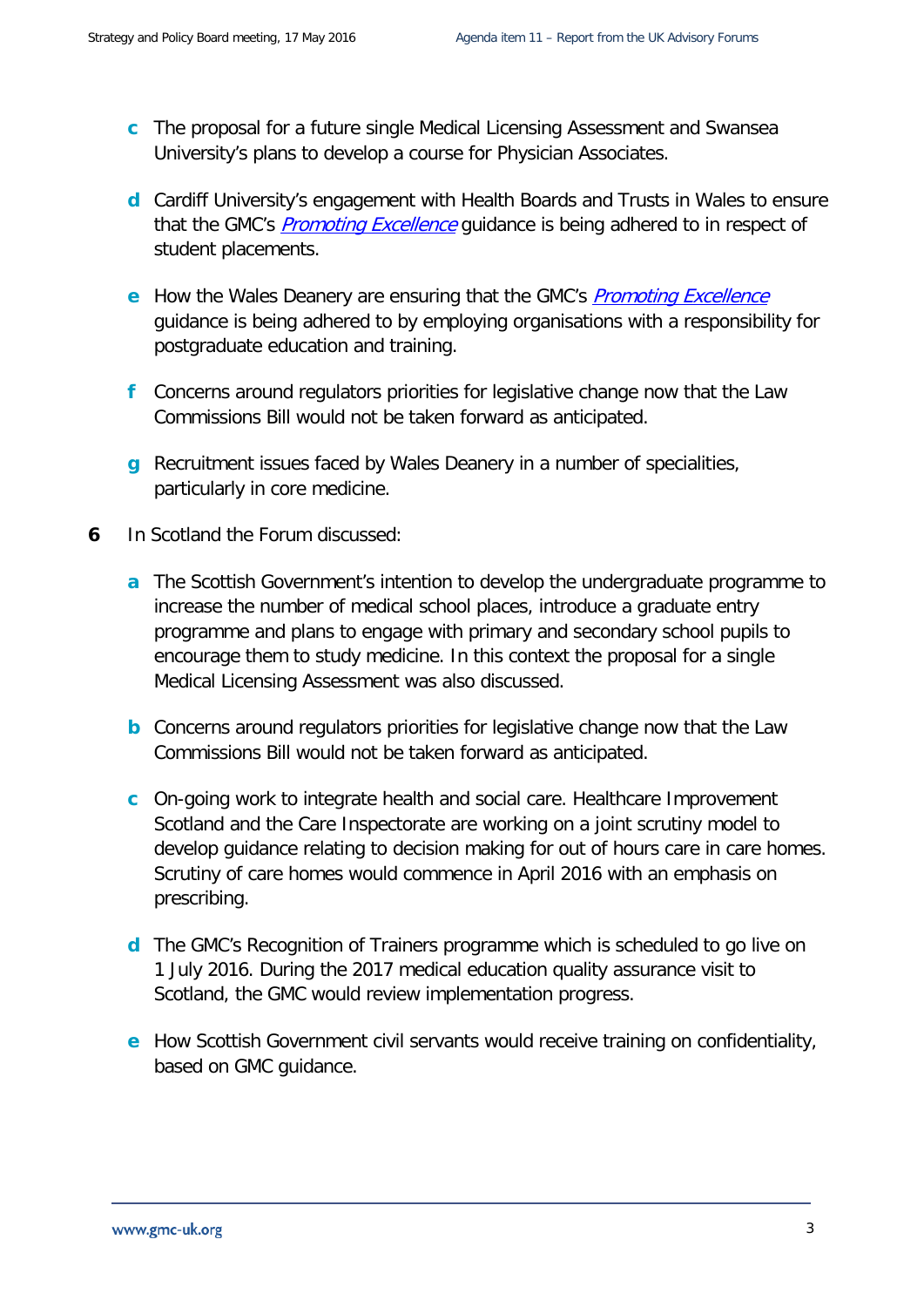- **c** The proposal for a future single Medical Licensing Assessment and Swansea University's plans to develop a course for Physician Associates.

- **d** Cardiff University's engagement with Health Boards and Trusts in Wales to ensure that the GMC's *Promoting Excellence* guidance is being adhered to in respect of student placements.

- **e** How the Wales Deanery are ensuring that the GMC's *Promoting Excellence* guidance is being adhered to by employing organisations with a responsibility for postgraduate education and training.

- **f** Concerns around regulators priorities for legislative change now that the Law Commissions Bill would not be taken forward as anticipated.

- **g** Recruitment issues faced by Wales Deanery in a number of specialities, particularly in core medicine.

**6** In Scotland the Forum discussed:

- **a** The Scottish Government's intention to develop the undergraduate programme to increase the number of medical school places, introduce a graduate entry programme and plans to engage with primary and secondary school pupils to encourage them to study medicine. In this context the proposal for a single Medical Licensing Assessment was also discussed.

- **b** Concerns around regulators priorities for legislative change now that the Law Commissions Bill would not be taken forward as anticipated.

- **c** On-going work to integrate health and social care. Healthcare Improvement Scotland and the Care Inspectorate are working on a joint scrutiny model to develop guidance relating to decision making for out of hours care in care homes. Scrutiny of care homes would commence in April 2016 with an emphasis on prescribing.

- **d** The GMC's Recognition of Trainers programme which is scheduled to go live on 1 July 2016. During the 2017 medical education quality assurance visit to Scotland, the GMC would review implementation progress.

- **e** How Scottish Government civil servants would receive training on confidentiality, based on GMC guidance.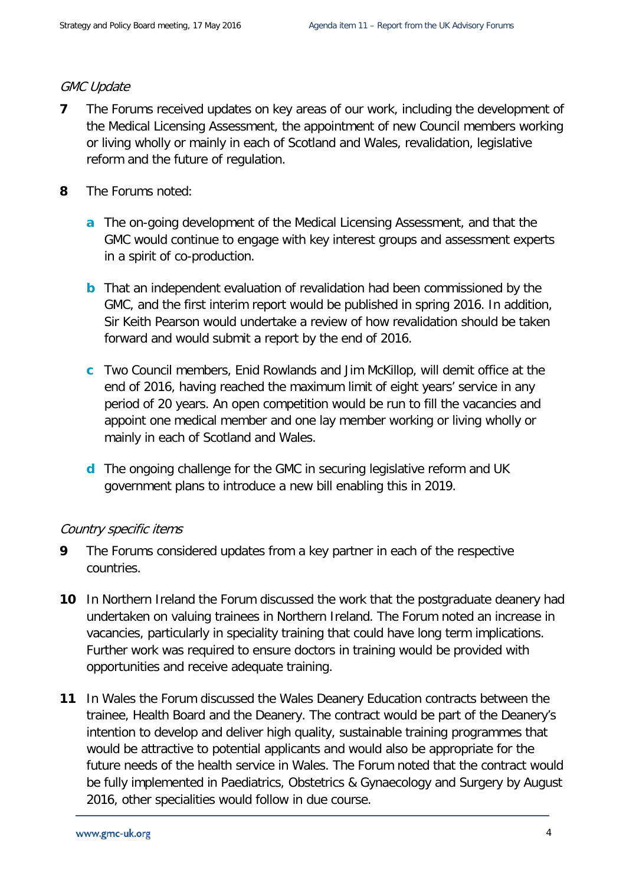*GMC Update*

**7** The Forums received updates on key areas of our work, including the development of the Medical Licensing Assessment, the appointment of new Council members working or living wholly or mainly in each of Scotland and Wales, revalidation, legislative reform and the future of regulation.

**8** The Forums noted:

**a** The on-going development of the Medical Licensing Assessment, and that the GMC would continue to engage with key interest groups and assessment experts in a spirit of co-production.

**b** That an independent evaluation of revalidation had been commissioned by the GMC, and the first interim report would be published in spring 2016. In addition, Sir Keith Pearson would undertake a review of how revalidation should be taken forward and would submit a report by the end of 2016.

**c** Two Council members, Enid Rowlands and Jim McKillop, will demit office at the end of 2016, having reached the maximum limit of eight years' service in any period of 20 years. An open competition would be run to fill the vacancies and appoint one medical member and one lay member working or living wholly or mainly in each of Scotland and Wales.

**d** The ongoing challenge for the GMC in securing legislative reform and UK government plans to introduce a new bill enabling this in 2019.

*Country specific items*

**9** The Forums considered updates from a key partner in each of the respective countries.

**10** In Northern Ireland the Forum discussed the work that the postgraduate deanery had undertaken on valuing trainees in Northern Ireland. The Forum noted an increase in vacancies, particularly in speciality training that could have long term implications. Further work was required to ensure doctors in training would be provided with opportunities and receive adequate training.

**11** In Wales the Forum discussed the Wales Deanery Education contracts between the trainee, Health Board and the Deanery. The contract would be part of the Deanery's intention to develop and deliver high quality, sustainable training programmes that would be attractive to potential applicants and would also be appropriate for the future needs of the health service in Wales. The Forum noted that the contract would be fully implemented in Paediatrics, Obstetrics & Gynaecology and Surgery by August 2016, other specialities would follow in due course.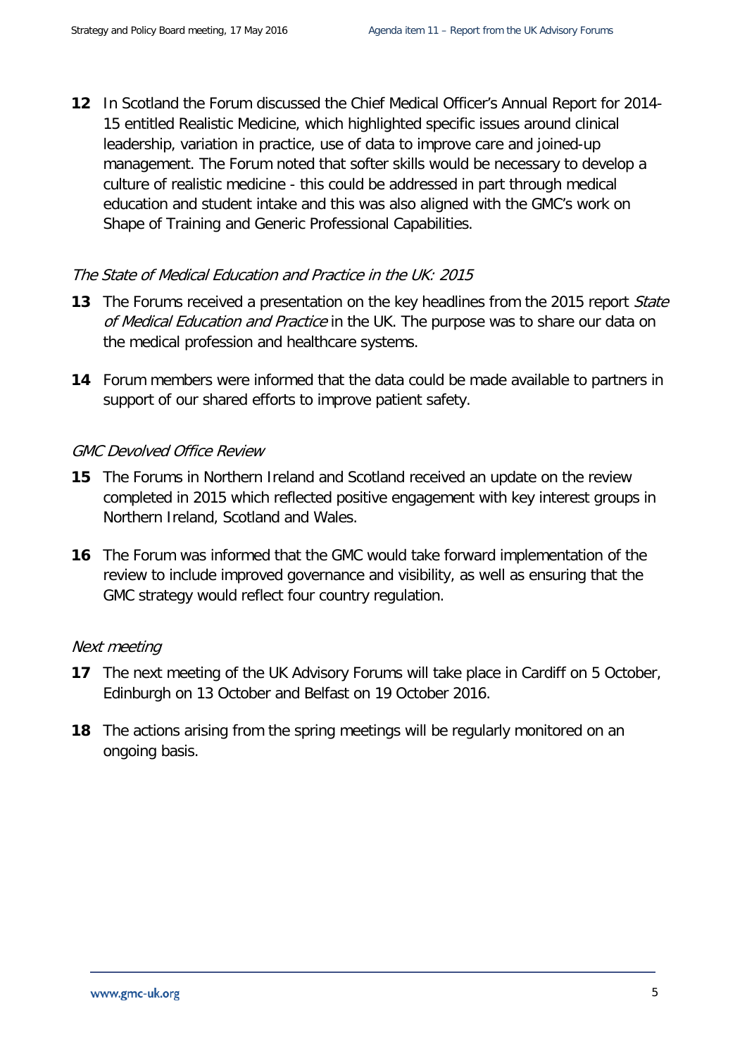**12** In Scotland the Forum discussed the Chief Medical Officer's Annual Report for 2014-15 entitled Realistic Medicine, which highlighted specific issues around clinical leadership, variation in practice, use of data to improve care and joined-up management. The Forum noted that softer skills would be necessary to develop a culture of realistic medicine - this could be addressed in part through medical education and student intake and this was also aligned with the GMC's work on Shape of Training and Generic Professional Capabilities.

*The State of Medical Education and Practice in the UK: 2015*

**13** The Forums received a presentation on the key headlines from the 2015 report *State of Medical Education and Practice* in the UK. The purpose was to share our data on the medical profession and healthcare systems.

**14** Forum members were informed that the data could be made available to partners in support of our shared efforts to improve patient safety.

*GMC Devolved Office Review*

**15** The Forums in Northern Ireland and Scotland received an update on the review completed in 2015 which reflected positive engagement with key interest groups in Northern Ireland, Scotland and Wales.

**16** The Forum was informed that the GMC would take forward implementation of the review to include improved governance and visibility, as well as ensuring that the GMC strategy would reflect four country regulation.

*Next meeting*

**17** The next meeting of the UK Advisory Forums will take place in Cardiff on 5 October, Edinburgh on 13 October and Belfast on 19 October 2016.

**18** The actions arising from the spring meetings will be regularly monitored on an ongoing basis.